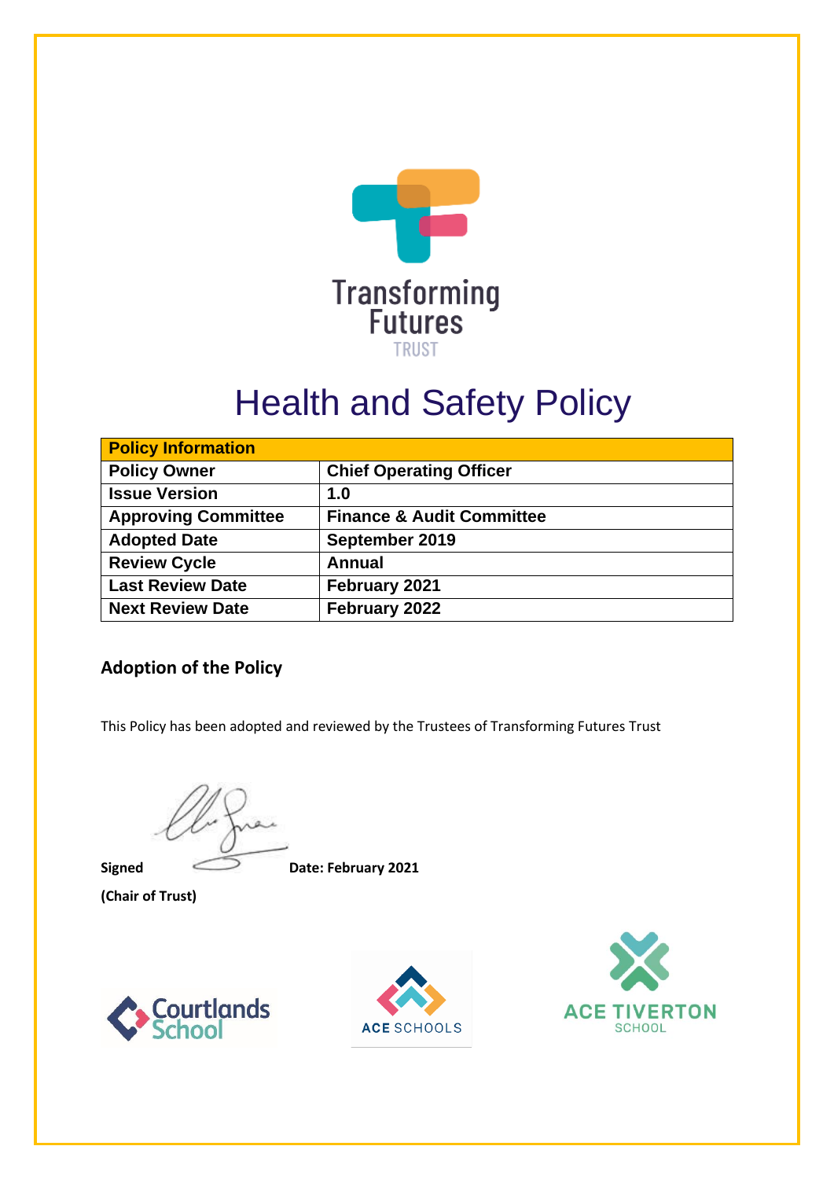Transforming Futures TRUST

# Health and Safety Policy

| Policy Information | |
|---|---|
| **Policy Owner** | **Chief Operating Officer** |
| **Issue Version** | **1.0** |
| **Approving Committee** | **Finance & Audit Committee** |
| **Adopted Date** | **September 2019** |
| **Review Cycle** | **Annual** |
| **Last Review Date** | **February 2021** |
| **Next Review Date** | **February 2022** |

## Adoption of the Policy

This Policy has been adopted and reviewed by the Trustees of Transforming Futures Trust

**Signed** **Date: February 2021**

**(Chair of Trust)**

Courtlands School ACE SCHOOLS ACE TIVERTON SCHOOL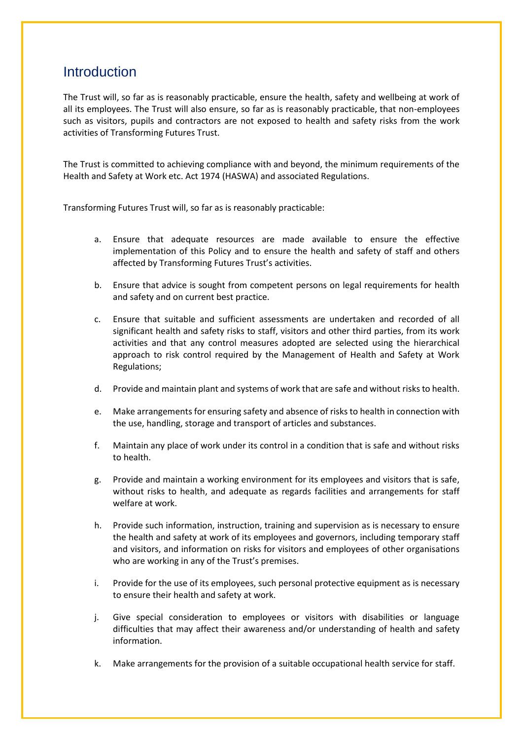## Introduction

The Trust will, so far as is reasonably practicable, ensure the health, safety and wellbeing at work of all its employees. The Trust will also ensure, so far as is reasonably practicable, that non-employees such as visitors, pupils and contractors are not exposed to health and safety risks from the work activities of Transforming Futures Trust.

The Trust is committed to achieving compliance with and beyond, the minimum requirements of the Health and Safety at Work etc. Act 1974 (HASWA) and associated Regulations.

Transforming Futures Trust will, so far as is reasonably practicable:

a. Ensure that adequate resources are made available to ensure the effective implementation of this Policy and to ensure the health and safety of staff and others affected by Transforming Futures Trust's activities.

b. Ensure that advice is sought from competent persons on legal requirements for health and safety and on current best practice.

c. Ensure that suitable and sufficient assessments are undertaken and recorded of all significant health and safety risks to staff, visitors and other third parties, from its work activities and that any control measures adopted are selected using the hierarchical approach to risk control required by the Management of Health and Safety at Work Regulations;

d. Provide and maintain plant and systems of work that are safe and without risks to health.

e. Make arrangements for ensuring safety and absence of risks to health in connection with the use, handling, storage and transport of articles and substances.

f. Maintain any place of work under its control in a condition that is safe and without risks to health.

g. Provide and maintain a working environment for its employees and visitors that is safe, without risks to health, and adequate as regards facilities and arrangements for staff welfare at work.

h. Provide such information, instruction, training and supervision as is necessary to ensure the health and safety at work of its employees and governors, including temporary staff and visitors, and information on risks for visitors and employees of other organisations who are working in any of the Trust's premises.

i. Provide for the use of its employees, such personal protective equipment as is necessary to ensure their health and safety at work.

j. Give special consideration to employees or visitors with disabilities or language difficulties that may affect their awareness and/or understanding of health and safety information.

k. Make arrangements for the provision of a suitable occupational health service for staff.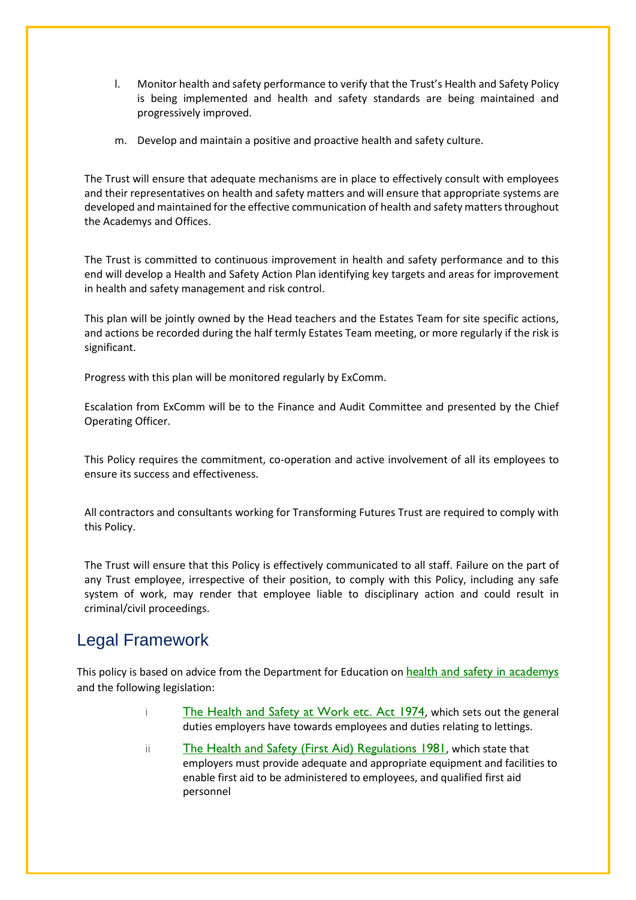l. Monitor health and safety performance to verify that the Trust's Health and Safety Policy is being implemented and health and safety standards are being maintained and progressively improved.

m. Develop and maintain a positive and proactive health and safety culture.

The Trust will ensure that adequate mechanisms are in place to effectively consult with employees and their representatives on health and safety matters and will ensure that appropriate systems are developed and maintained for the effective communication of health and safety matters throughout the Academys and Offices.

The Trust is committed to continuous improvement in health and safety performance and to this end will develop a Health and Safety Action Plan identifying key targets and areas for improvement in health and safety management and risk control.

This plan will be jointly owned by the Head teachers and the Estates Team for site specific actions, and actions be recorded during the half termly Estates Team meeting, or more regularly if the risk is significant.

Progress with this plan will be monitored regularly by ExComm.

Escalation from ExComm will be to the Finance and Audit Committee and presented by the Chief Operating Officer.

This Policy requires the commitment, co-operation and active involvement of all its employees to ensure its success and effectiveness.

All contractors and consultants working for Transforming Futures Trust are required to comply with this Policy.

The Trust will ensure that this Policy is effectively communicated to all staff. Failure on the part of any Trust employee, irrespective of their position, to comply with this Policy, including any safe system of work, may render that employee liable to disciplinary action and could result in criminal/civil proceedings.

## Legal Framework

This policy is based on advice from the Department for Education on health and safety in academys and the following legislation:

i. The Health and Safety at Work etc. Act 1974, which sets out the general duties employers have towards employees and duties relating to lettings.

ii. The Health and Safety (First Aid) Regulations 1981, which state that employers must provide adequate and appropriate equipment and facilities to enable first aid to be administered to employees, and qualified first aid personnel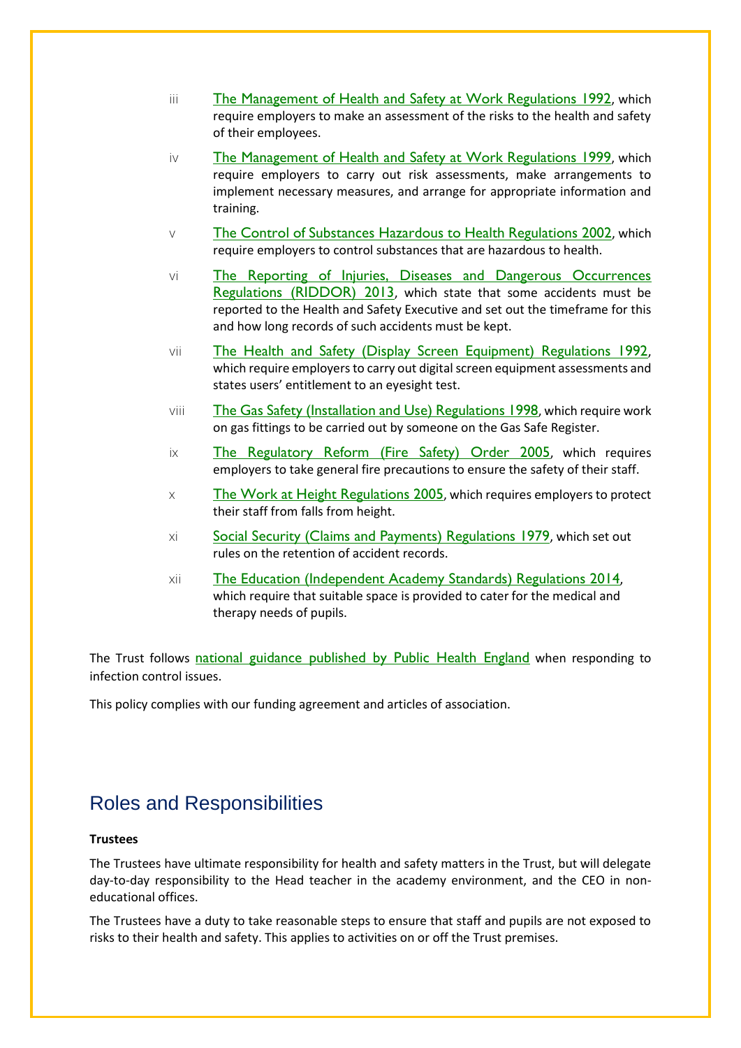iii [The Management of Health and Safety at Work Regulations 1992](), which require employers to make an assessment of the risks to the health and safety of their employees.

iv [The Management of Health and Safety at Work Regulations 1999](), which require employers to carry out risk assessments, make arrangements to implement necessary measures, and arrange for appropriate information and training.

v [The Control of Substances Hazardous to Health Regulations 2002](), which require employers to control substances that are hazardous to health.

vi [The Reporting of Injuries, Diseases and Dangerous Occurrences Regulations (RIDDOR) 2013](), which state that some accidents must be reported to the Health and Safety Executive and set out the timeframe for this and how long records of such accidents must be kept.

vii [The Health and Safety (Display Screen Equipment) Regulations 1992](), which require employers to carry out digital screen equipment assessments and states users' entitlement to an eyesight test.

viii [The Gas Safety (Installation and Use) Regulations 1998](), which require work on gas fittings to be carried out by someone on the Gas Safe Register.

ix [The Regulatory Reform (Fire Safety) Order 2005](), which requires employers to take general fire precautions to ensure the safety of their staff.

x [The Work at Height Regulations 2005](), which requires employers to protect their staff from falls from height.

xi [Social Security (Claims and Payments) Regulations 1979](), which set out rules on the retention of accident records.

xii [The Education (Independent Academy Standards) Regulations 2014](), which require that suitable space is provided to cater for the medical and therapy needs of pupils.

The Trust follows [national guidance published by Public Health England]() when responding to infection control issues.

This policy complies with our funding agreement and articles of association.

## Roles and Responsibilities

**Trustees**

The Trustees have ultimate responsibility for health and safety matters in the Trust, but will delegate day-to-day responsibility to the Head teacher in the academy environment, and the CEO in non-educational offices.

The Trustees have a duty to take reasonable steps to ensure that staff and pupils are not exposed to risks to their health and safety. This applies to activities on or off the Trust premises.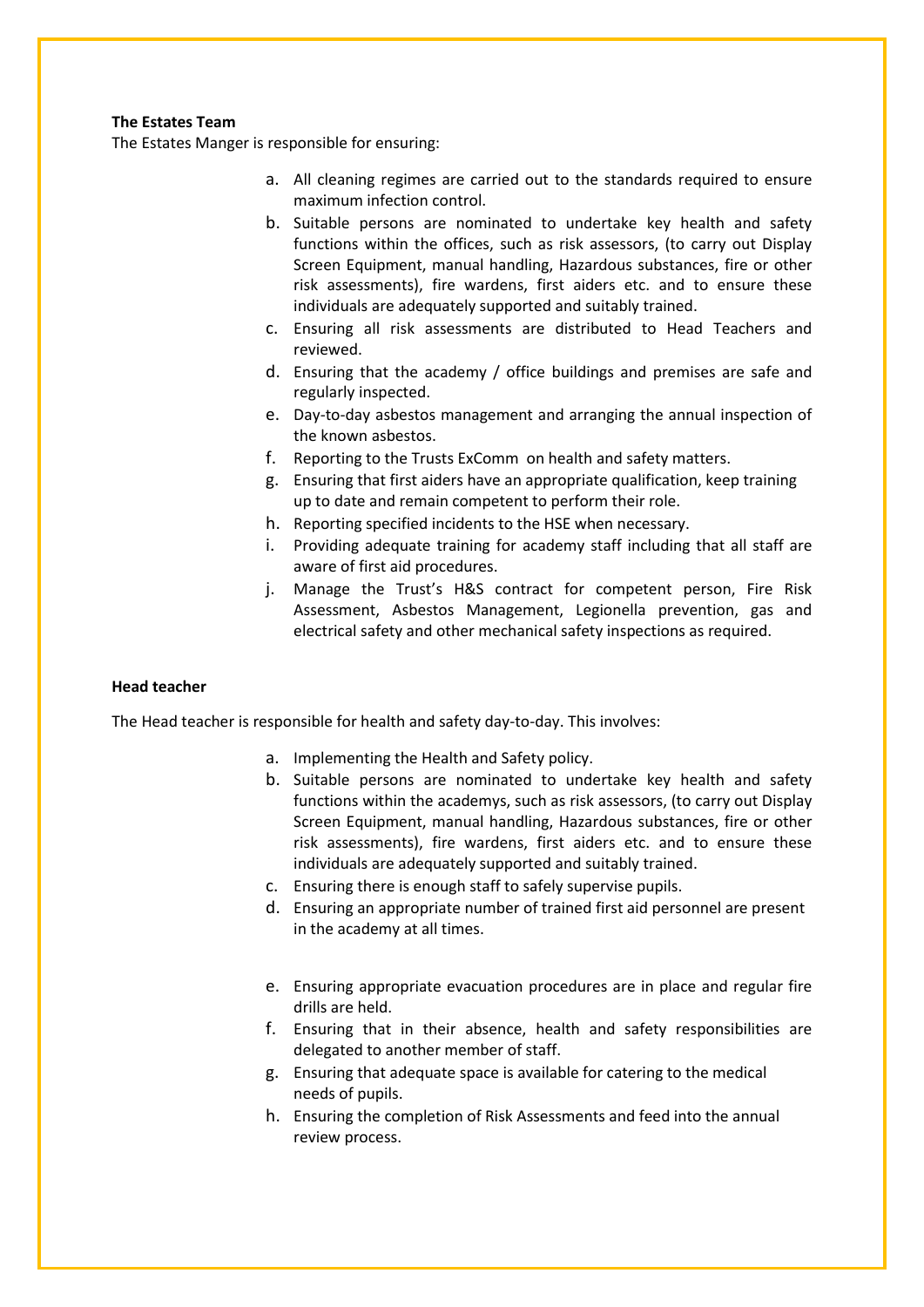**The Estates Team**

The Estates Manger is responsible for ensuring:

a. All cleaning regimes are carried out to the standards required to ensure maximum infection control.
b. Suitable persons are nominated to undertake key health and safety functions within the offices, such as risk assessors, (to carry out Display Screen Equipment, manual handling, Hazardous substances, fire or other risk assessments), fire wardens, first aiders etc. and to ensure these individuals are adequately supported and suitably trained.
c. Ensuring all risk assessments are distributed to Head Teachers and reviewed.
d. Ensuring that the academy / office buildings and premises are safe and regularly inspected.
e. Day-to-day asbestos management and arranging the annual inspection of the known asbestos.
f. Reporting to the Trusts ExComm on health and safety matters.
g. Ensuring that first aiders have an appropriate qualification, keep training up to date and remain competent to perform their role.
h. Reporting specified incidents to the HSE when necessary.
i. Providing adequate training for academy staff including that all staff are aware of first aid procedures.
j. Manage the Trust's H&S contract for competent person, Fire Risk Assessment, Asbestos Management, Legionella prevention, gas and electrical safety and other mechanical safety inspections as required.

**Head teacher**

The Head teacher is responsible for health and safety day-to-day. This involves:

a. Implementing the Health and Safety policy.
b. Suitable persons are nominated to undertake key health and safety functions within the academys, such as risk assessors, (to carry out Display Screen Equipment, manual handling, Hazardous substances, fire or other risk assessments), fire wardens, first aiders etc. and to ensure these individuals are adequately supported and suitably trained.
c. Ensuring there is enough staff to safely supervise pupils.
d. Ensuring an appropriate number of trained first aid personnel are present in the academy at all times.
e. Ensuring appropriate evacuation procedures are in place and regular fire drills are held.
f. Ensuring that in their absence, health and safety responsibilities are delegated to another member of staff.
g. Ensuring that adequate space is available for catering to the medical needs of pupils.
h. Ensuring the completion of Risk Assessments and feed into the annual review process.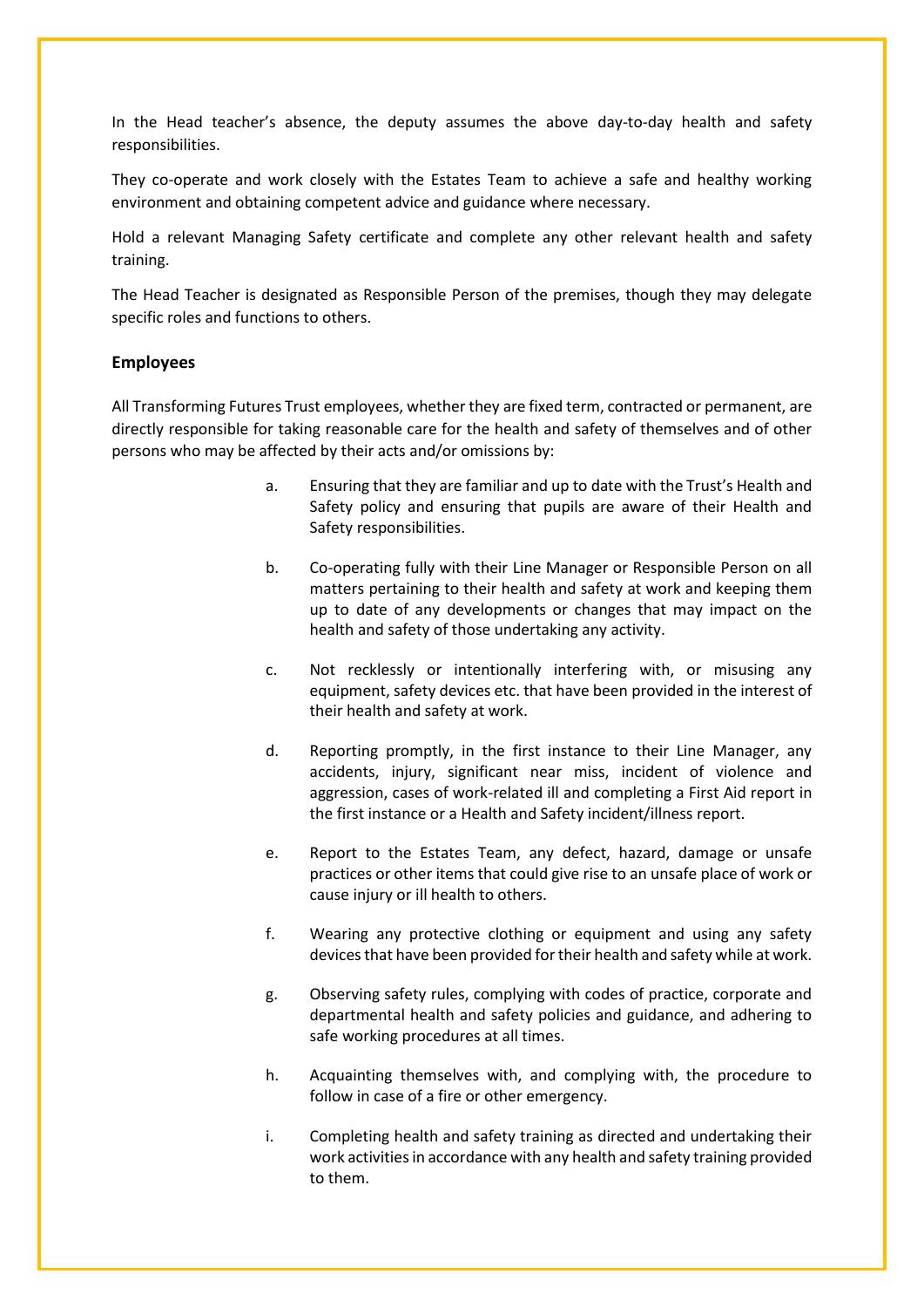In the Head teacher's absence, the deputy assumes the above day-to-day health and safety responsibilities.

They co-operate and work closely with the Estates Team to achieve a safe and healthy working environment and obtaining competent advice and guidance where necessary.

Hold a relevant Managing Safety certificate and complete any other relevant health and safety training.

The Head Teacher is designated as Responsible Person of the premises, though they may delegate specific roles and functions to others.

### Employees

All Transforming Futures Trust employees, whether they are fixed term, contracted or permanent, are directly responsible for taking reasonable care for the health and safety of themselves and of other persons who may be affected by their acts and/or omissions by:

a. Ensuring that they are familiar and up to date with the Trust's Health and Safety policy and ensuring that pupils are aware of their Health and Safety responsibilities.

b. Co-operating fully with their Line Manager or Responsible Person on all matters pertaining to their health and safety at work and keeping them up to date of any developments or changes that may impact on the health and safety of those undertaking any activity.

c. Not recklessly or intentionally interfering with, or misusing any equipment, safety devices etc. that have been provided in the interest of their health and safety at work.

d. Reporting promptly, in the first instance to their Line Manager, any accidents, injury, significant near miss, incident of violence and aggression, cases of work-related ill and completing a First Aid report in the first instance or a Health and Safety incident/illness report.

e. Report to the Estates Team, any defect, hazard, damage or unsafe practices or other items that could give rise to an unsafe place of work or cause injury or ill health to others.

f. Wearing any protective clothing or equipment and using any safety devices that have been provided for their health and safety while at work.

g. Observing safety rules, complying with codes of practice, corporate and departmental health and safety policies and guidance, and adhering to safe working procedures at all times.

h. Acquainting themselves with, and complying with, the procedure to follow in case of a fire or other emergency.

i. Completing health and safety training as directed and undertaking their work activities in accordance with any health and safety training provided to them.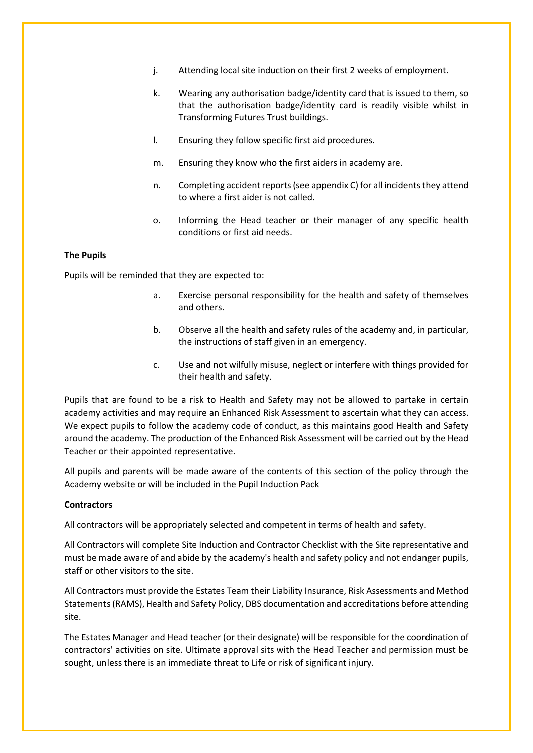j. Attending local site induction on their first 2 weeks of employment.

k. Wearing any authorisation badge/identity card that is issued to them, so that the authorisation badge/identity card is readily visible whilst in Transforming Futures Trust buildings.

l. Ensuring they follow specific first aid procedures.

m. Ensuring they know who the first aiders in academy are.

n. Completing accident reports (see appendix C) for all incidents they attend to where a first aider is not called.

o. Informing the Head teacher or their manager of any specific health conditions or first aid needs.

**The Pupils**

Pupils will be reminded that they are expected to:

a. Exercise personal responsibility for the health and safety of themselves and others.

b. Observe all the health and safety rules of the academy and, in particular, the instructions of staff given in an emergency.

c. Use and not wilfully misuse, neglect or interfere with things provided for their health and safety.

Pupils that are found to be a risk to Health and Safety may not be allowed to partake in certain academy activities and may require an Enhanced Risk Assessment to ascertain what they can access. We expect pupils to follow the academy code of conduct, as this maintains good Health and Safety around the academy. The production of the Enhanced Risk Assessment will be carried out by the Head Teacher or their appointed representative.

All pupils and parents will be made aware of the contents of this section of the policy through the Academy website or will be included in the Pupil Induction Pack

**Contractors**

All contractors will be appropriately selected and competent in terms of health and safety.

All Contractors will complete Site Induction and Contractor Checklist with the Site representative and must be made aware of and abide by the academy's health and safety policy and not endanger pupils, staff or other visitors to the site.

All Contractors must provide the Estates Team their Liability Insurance, Risk Assessments and Method Statements (RAMS), Health and Safety Policy, DBS documentation and accreditations before attending site.

The Estates Manager and Head teacher (or their designate) will be responsible for the coordination of contractors' activities on site. Ultimate approval sits with the Head Teacher and permission must be sought, unless there is an immediate threat to Life or risk of significant injury.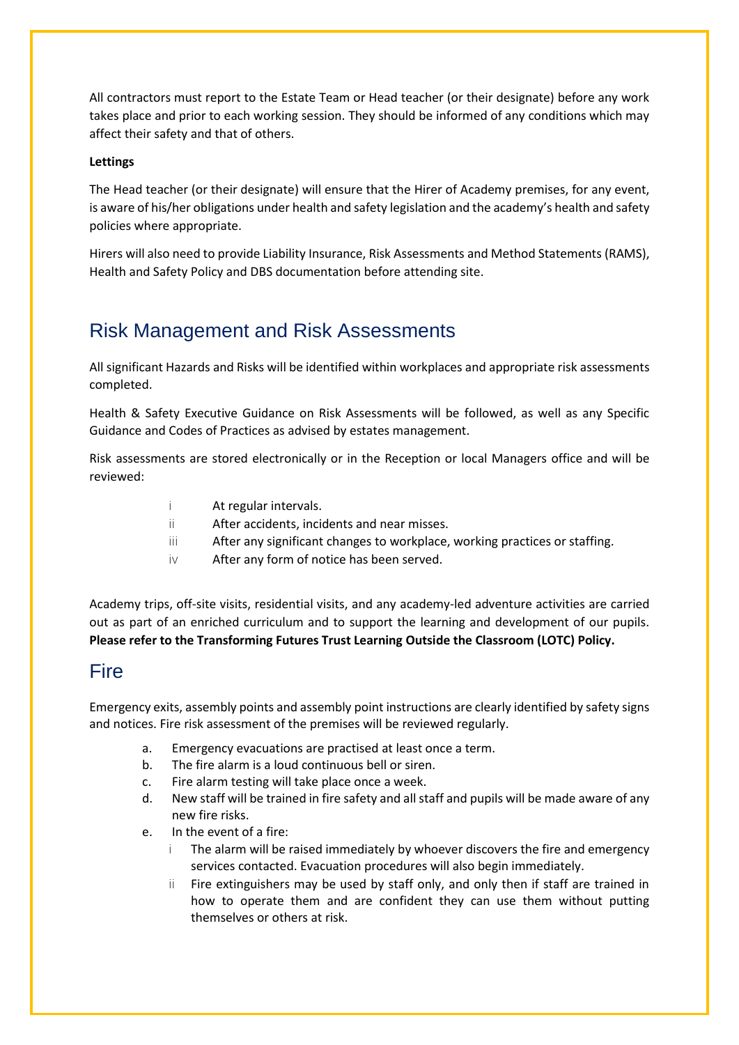All contractors must report to the Estate Team or Head teacher (or their designate) before any work takes place and prior to each working session. They should be informed of any conditions which may affect their safety and that of others.

**Lettings**

The Head teacher (or their designate) will ensure that the Hirer of Academy premises, for any event, is aware of his/her obligations under health and safety legislation and the academy's health and safety policies where appropriate.

Hirers will also need to provide Liability Insurance, Risk Assessments and Method Statements (RAMS), Health and Safety Policy and DBS documentation before attending site.

## Risk Management and Risk Assessments

All significant Hazards and Risks will be identified within workplaces and appropriate risk assessments completed.

Health & Safety Executive Guidance on Risk Assessments will be followed, as well as any Specific Guidance and Codes of Practices as advised by estates management.

Risk assessments are stored electronically or in the Reception or local Managers office and will be reviewed:

- i At regular intervals.
- ii After accidents, incidents and near misses.
- iii After any significant changes to workplace, working practices or staffing.
- iv After any form of notice has been served.

Academy trips, off-site visits, residential visits, and any academy-led adventure activities are carried out as part of an enriched curriculum and to support the learning and development of our pupils. **Please refer to the Transforming Futures Trust Learning Outside the Classroom (LOTC) Policy.**

## Fire

Emergency exits, assembly points and assembly point instructions are clearly identified by safety signs and notices. Fire risk assessment of the premises will be reviewed regularly.

a. Emergency evacuations are practised at least once a term.
b. The fire alarm is a loud continuous bell or siren.
c. Fire alarm testing will take place once a week.
d. New staff will be trained in fire safety and all staff and pupils will be made aware of any new fire risks.
e. In the event of a fire:
   - i The alarm will be raised immediately by whoever discovers the fire and emergency services contacted. Evacuation procedures will also begin immediately.
   - ii Fire extinguishers may be used by staff only, and only then if staff are trained in how to operate them and are confident they can use them without putting themselves or others at risk.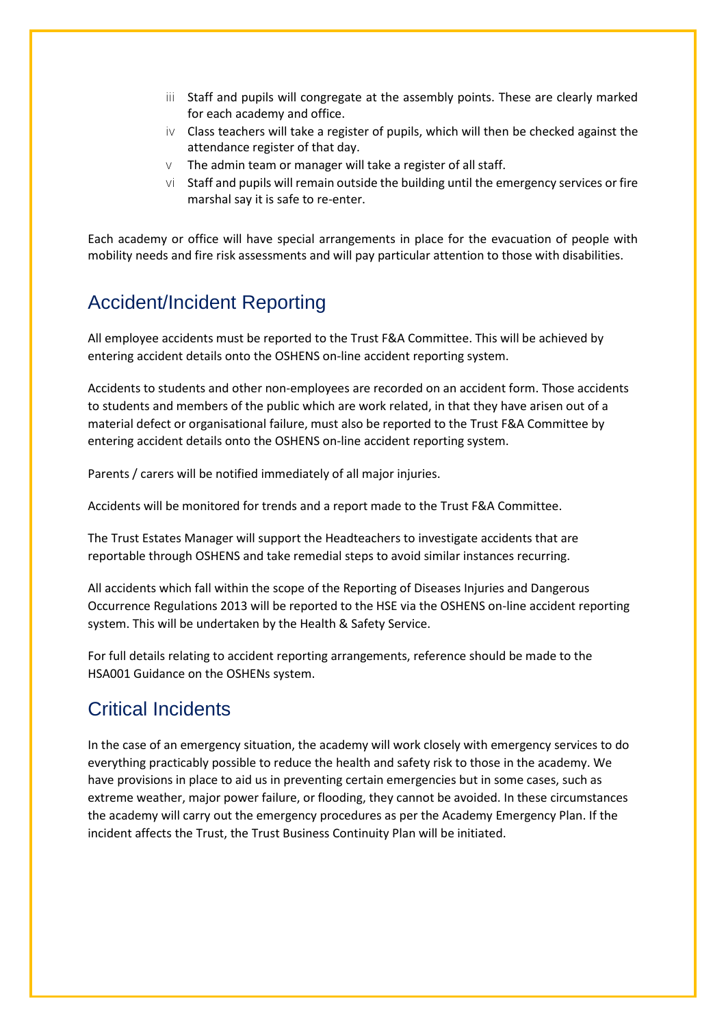iii Staff and pupils will congregate at the assembly points. These are clearly marked for each academy and office.

iv Class teachers will take a register of pupils, which will then be checked against the attendance register of that day.

v The admin team or manager will take a register of all staff.

vi Staff and pupils will remain outside the building until the emergency services or fire marshal say it is safe to re-enter.

Each academy or office will have special arrangements in place for the evacuation of people with mobility needs and fire risk assessments and will pay particular attention to those with disabilities.

## Accident/Incident Reporting

All employee accidents must be reported to the Trust F&A Committee. This will be achieved by entering accident details onto the OSHENS on-line accident reporting system.

Accidents to students and other non-employees are recorded on an accident form. Those accidents to students and members of the public which are work related, in that they have arisen out of a material defect or organisational failure, must also be reported to the Trust F&A Committee by entering accident details onto the OSHENS on-line accident reporting system.

Parents / carers will be notified immediately of all major injuries.

Accidents will be monitored for trends and a report made to the Trust F&A Committee.

The Trust Estates Manager will support the Headteachers to investigate accidents that are reportable through OSHENS and take remedial steps to avoid similar instances recurring.

All accidents which fall within the scope of the Reporting of Diseases Injuries and Dangerous Occurrence Regulations 2013 will be reported to the HSE via the OSHENS on-line accident reporting system. This will be undertaken by the Health & Safety Service.

For full details relating to accident reporting arrangements, reference should be made to the HSA001 Guidance on the OSHENs system.

## Critical Incidents

In the case of an emergency situation, the academy will work closely with emergency services to do everything practicably possible to reduce the health and safety risk to those in the academy. We have provisions in place to aid us in preventing certain emergencies but in some cases, such as extreme weather, major power failure, or flooding, they cannot be avoided. In these circumstances the academy will carry out the emergency procedures as per the Academy Emergency Plan. If the incident affects the Trust, the Trust Business Continuity Plan will be initiated.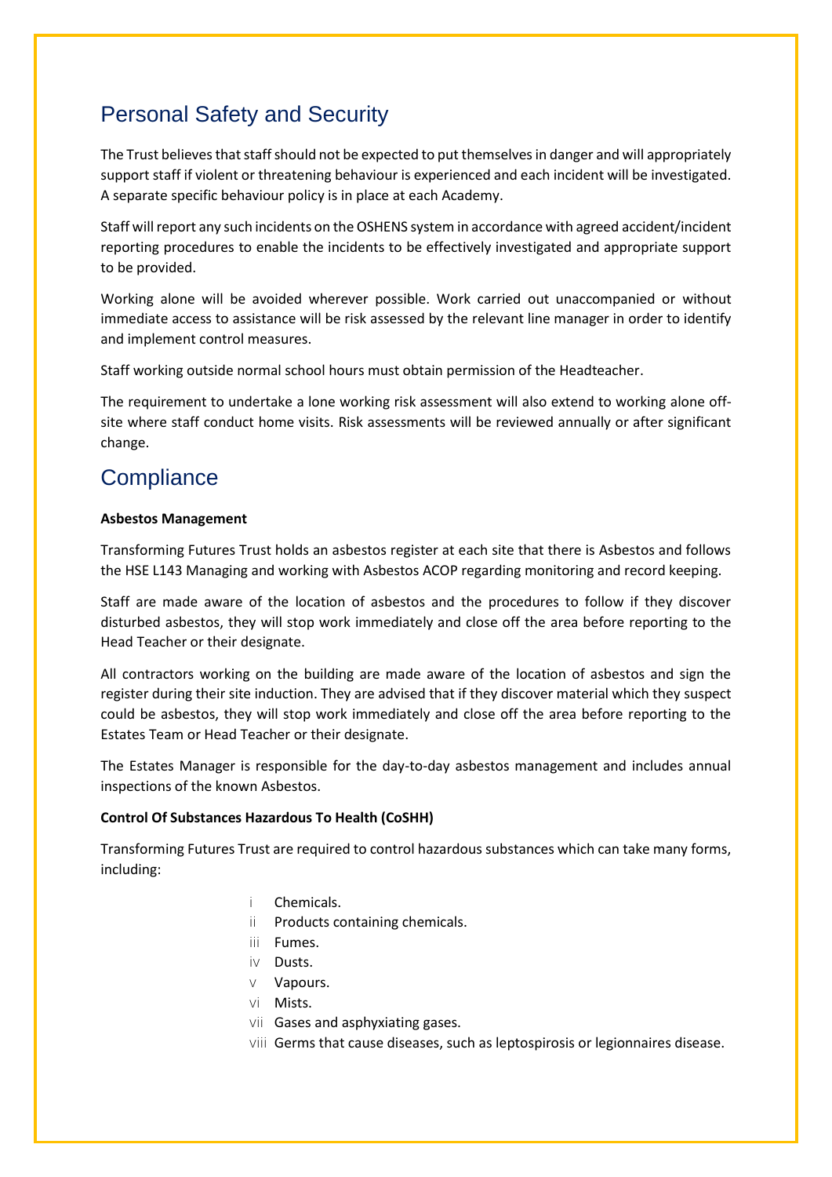## Personal Safety and Security

The Trust believes that staff should not be expected to put themselves in danger and will appropriately support staff if violent or threatening behaviour is experienced and each incident will be investigated. A separate specific behaviour policy is in place at each Academy.

Staff will report any such incidents on the OSHENS system in accordance with agreed accident/incident reporting procedures to enable the incidents to be effectively investigated and appropriate support to be provided.

Working alone will be avoided wherever possible. Work carried out unaccompanied or without immediate access to assistance will be risk assessed by the relevant line manager in order to identify and implement control measures.

Staff working outside normal school hours must obtain permission of the Headteacher.

The requirement to undertake a lone working risk assessment will also extend to working alone off-site where staff conduct home visits. Risk assessments will be reviewed annually or after significant change.

## Compliance

**Asbestos Management**

Transforming Futures Trust holds an asbestos register at each site that there is Asbestos and follows the HSE L143 Managing and working with Asbestos ACOP regarding monitoring and record keeping.

Staff are made aware of the location of asbestos and the procedures to follow if they discover disturbed asbestos, they will stop work immediately and close off the area before reporting to the Head Teacher or their designate.

All contractors working on the building are made aware of the location of asbestos and sign the register during their site induction. They are advised that if they discover material which they suspect could be asbestos, they will stop work immediately and close off the area before reporting to the Estates Team or Head Teacher or their designate.

The Estates Manager is responsible for the day-to-day asbestos management and includes annual inspections of the known Asbestos.

**Control Of Substances Hazardous To Health (CoSHH)**

Transforming Futures Trust are required to control hazardous substances which can take many forms, including:

- i Chemicals.
- ii Products containing chemicals.
- iii Fumes.
- iv Dusts.
- v Vapours.
- vi Mists.
- vii Gases and asphyxiating gases.
- viii Germs that cause diseases, such as leptospirosis or legionnaires disease.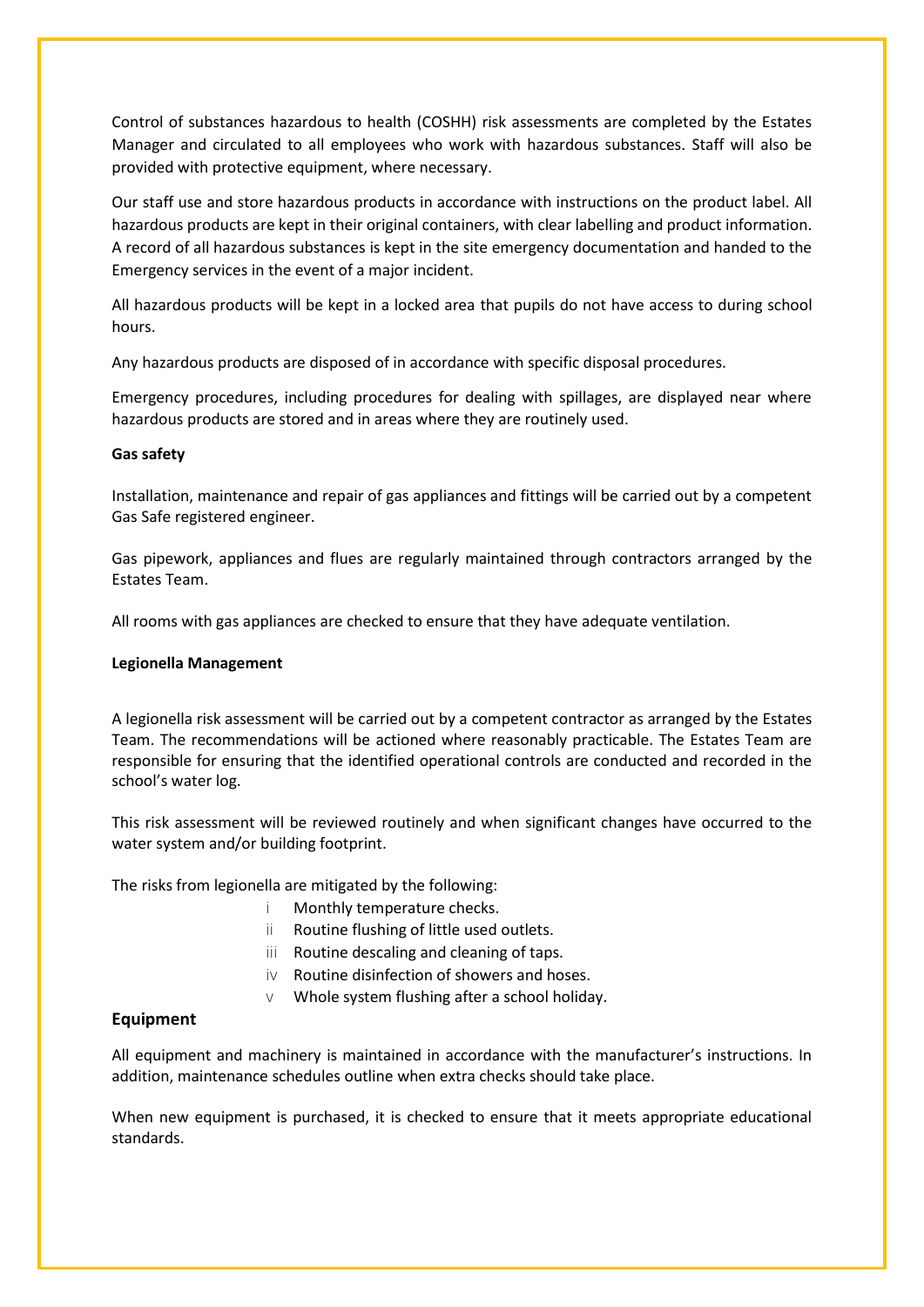Control of substances hazardous to health (COSHH) risk assessments are completed by the Estates Manager and circulated to all employees who work with hazardous substances. Staff will also be provided with protective equipment, where necessary.

Our staff use and store hazardous products in accordance with instructions on the product label. All hazardous products are kept in their original containers, with clear labelling and product information. A record of all hazardous substances is kept in the site emergency documentation and handed to the Emergency services in the event of a major incident.

All hazardous products will be kept in a locked area that pupils do not have access to during school hours.

Any hazardous products are disposed of in accordance with specific disposal procedures.

Emergency procedures, including procedures for dealing with spillages, are displayed near where hazardous products are stored and in areas where they are routinely used.

**Gas safety**

Installation, maintenance and repair of gas appliances and fittings will be carried out by a competent Gas Safe registered engineer.

Gas pipework, appliances and flues are regularly maintained through contractors arranged by the Estates Team.

All rooms with gas appliances are checked to ensure that they have adequate ventilation.

**Legionella Management**

A legionella risk assessment will be carried out by a competent contractor as arranged by the Estates Team. The recommendations will be actioned where reasonably practicable. The Estates Team are responsible for ensuring that the identified operational controls are conducted and recorded in the school's water log.

This risk assessment will be reviewed routinely and when significant changes have occurred to the water system and/or building footprint.

The risks from legionella are mitigated by the following:

i. Monthly temperature checks.
ii. Routine flushing of little used outlets.
iii. Routine descaling and cleaning of taps.
iv. Routine disinfection of showers and hoses.
v. Whole system flushing after a school holiday.

## Equipment

All equipment and machinery is maintained in accordance with the manufacturer's instructions. In addition, maintenance schedules outline when extra checks should take place.

When new equipment is purchased, it is checked to ensure that it meets appropriate educational standards.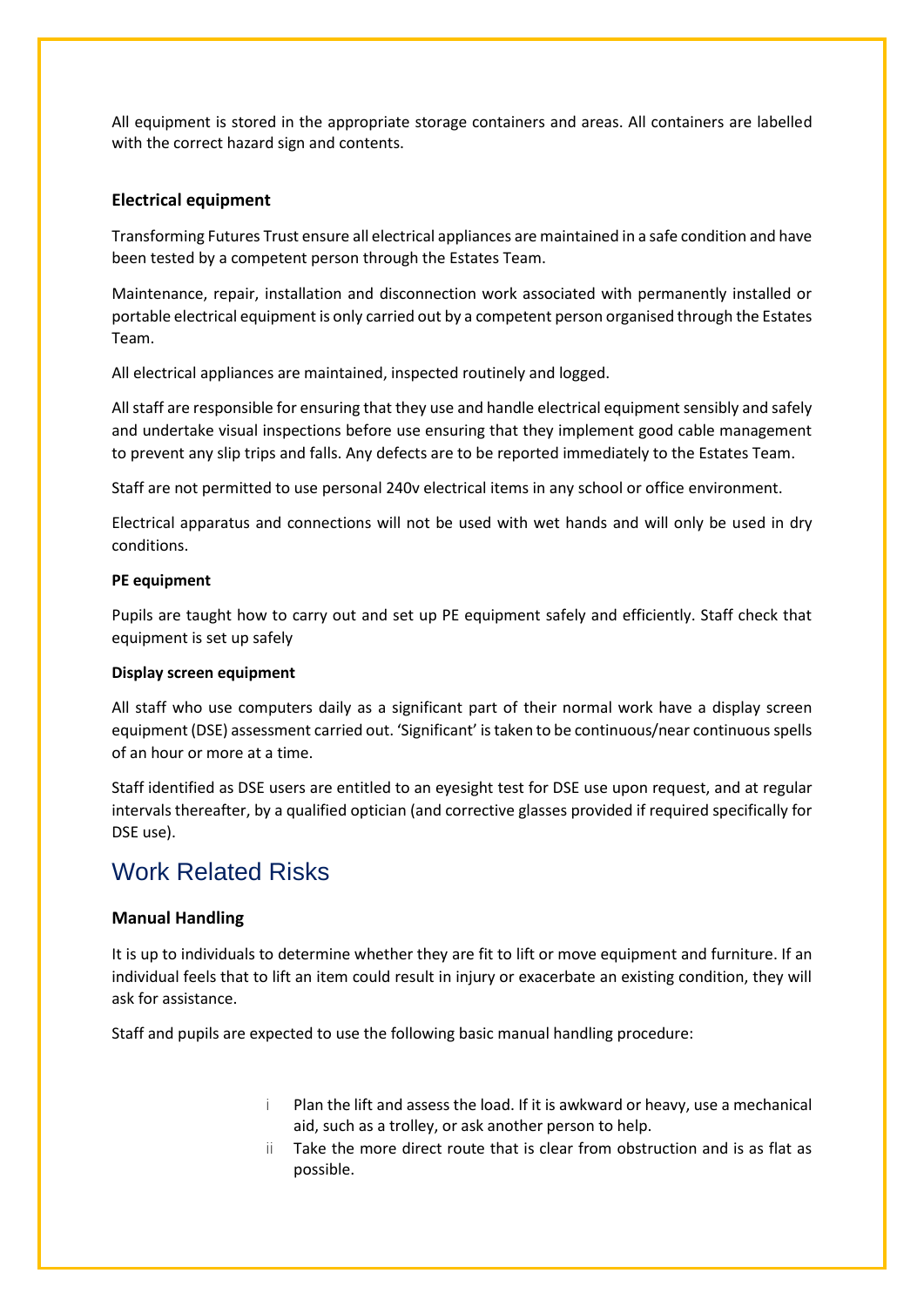All equipment is stored in the appropriate storage containers and areas. All containers are labelled with the correct hazard sign and contents.

### Electrical equipment

Transforming Futures Trust ensure all electrical appliances are maintained in a safe condition and have been tested by a competent person through the Estates Team.

Maintenance, repair, installation and disconnection work associated with permanently installed or portable electrical equipment is only carried out by a competent person organised through the Estates Team.

All electrical appliances are maintained, inspected routinely and logged.

All staff are responsible for ensuring that they use and handle electrical equipment sensibly and safely and undertake visual inspections before use ensuring that they implement good cable management to prevent any slip trips and falls. Any defects are to be reported immediately to the Estates Team.

Staff are not permitted to use personal 240v electrical items in any school or office environment.

Electrical apparatus and connections will not be used with wet hands and will only be used in dry conditions.

#### PE equipment

Pupils are taught how to carry out and set up PE equipment safely and efficiently. Staff check that equipment is set up safely

#### Display screen equipment

All staff who use computers daily as a significant part of their normal work have a display screen equipment (DSE) assessment carried out. 'Significant' is taken to be continuous/near continuous spells of an hour or more at a time.

Staff identified as DSE users are entitled to an eyesight test for DSE use upon request, and at regular intervals thereafter, by a qualified optician (and corrective glasses provided if required specifically for DSE use).

## Work Related Risks

### Manual Handling

It is up to individuals to determine whether they are fit to lift or move equipment and furniture. If an individual feels that to lift an item could result in injury or exacerbate an existing condition, they will ask for assistance.

Staff and pupils are expected to use the following basic manual handling procedure:

i. Plan the lift and assess the load. If it is awkward or heavy, use a mechanical aid, such as a trolley, or ask another person to help.
ii. Take the more direct route that is clear from obstruction and is as flat as possible.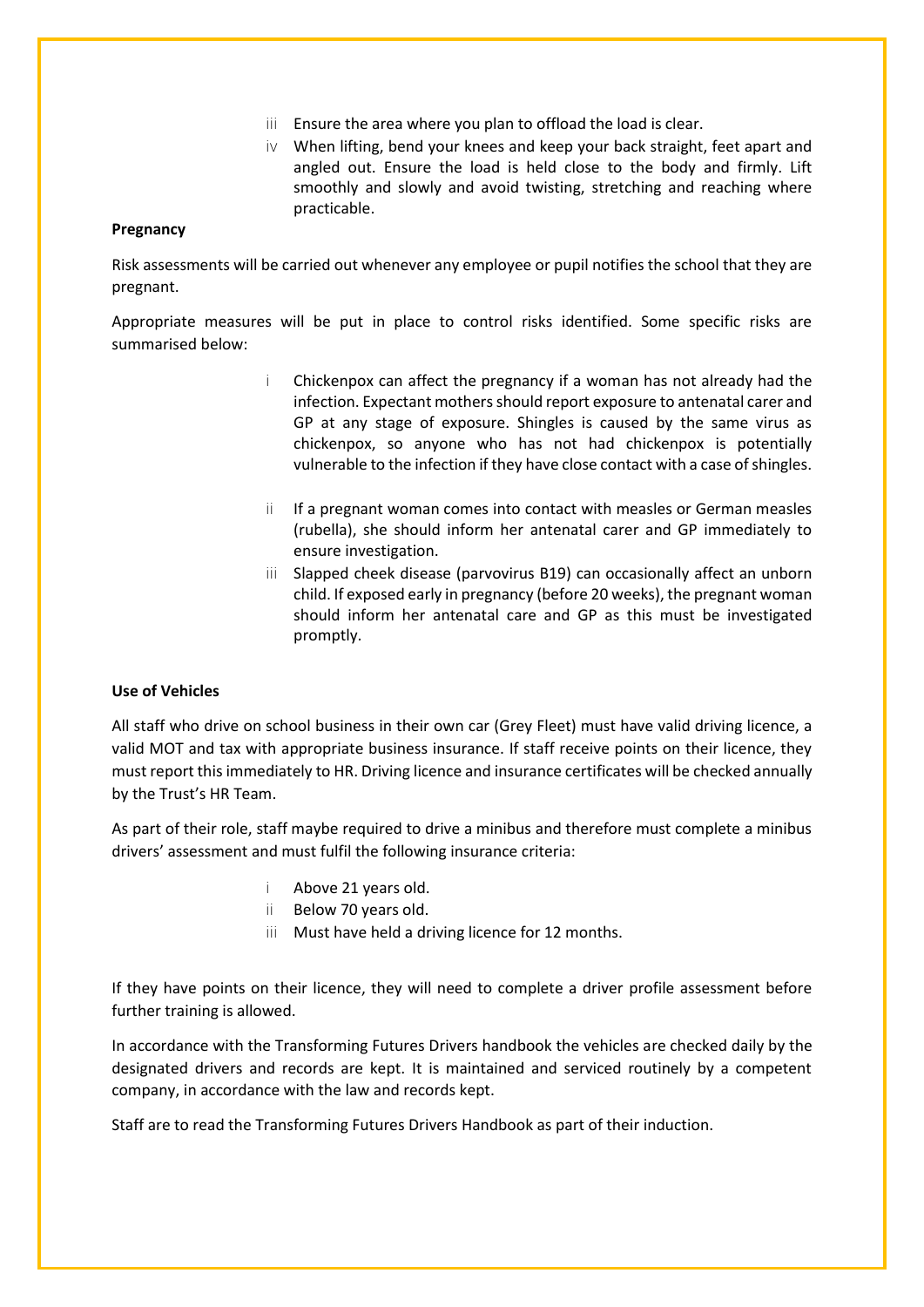iii Ensure the area where you plan to offload the load is clear.

iv When lifting, bend your knees and keep your back straight, feet apart and angled out. Ensure the load is held close to the body and firmly. Lift smoothly and slowly and avoid twisting, stretching and reaching where practicable.

**Pregnancy**

Risk assessments will be carried out whenever any employee or pupil notifies the school that they are pregnant.

Appropriate measures will be put in place to control risks identified. Some specific risks are summarised below:

i Chickenpox can affect the pregnancy if a woman has not already had the infection. Expectant mothers should report exposure to antenatal carer and GP at any stage of exposure. Shingles is caused by the same virus as chickenpox, so anyone who has not had chickenpox is potentially vulnerable to the infection if they have close contact with a case of shingles.

ii If a pregnant woman comes into contact with measles or German measles (rubella), she should inform her antenatal carer and GP immediately to ensure investigation.

iii Slapped cheek disease (parvovirus B19) can occasionally affect an unborn child. If exposed early in pregnancy (before 20 weeks), the pregnant woman should inform her antenatal care and GP as this must be investigated promptly.

**Use of Vehicles**

All staff who drive on school business in their own car (Grey Fleet) must have valid driving licence, a valid MOT and tax with appropriate business insurance. If staff receive points on their licence, they must report this immediately to HR. Driving licence and insurance certificates will be checked annually by the Trust's HR Team.

As part of their role, staff maybe required to drive a minibus and therefore must complete a minibus drivers' assessment and must fulfil the following insurance criteria:

i Above 21 years old.

ii Below 70 years old.

iii Must have held a driving licence for 12 months.

If they have points on their licence, they will need to complete a driver profile assessment before further training is allowed.

In accordance with the Transforming Futures Drivers handbook the vehicles are checked daily by the designated drivers and records are kept. It is maintained and serviced routinely by a competent company, in accordance with the law and records kept.

Staff are to read the Transforming Futures Drivers Handbook as part of their induction.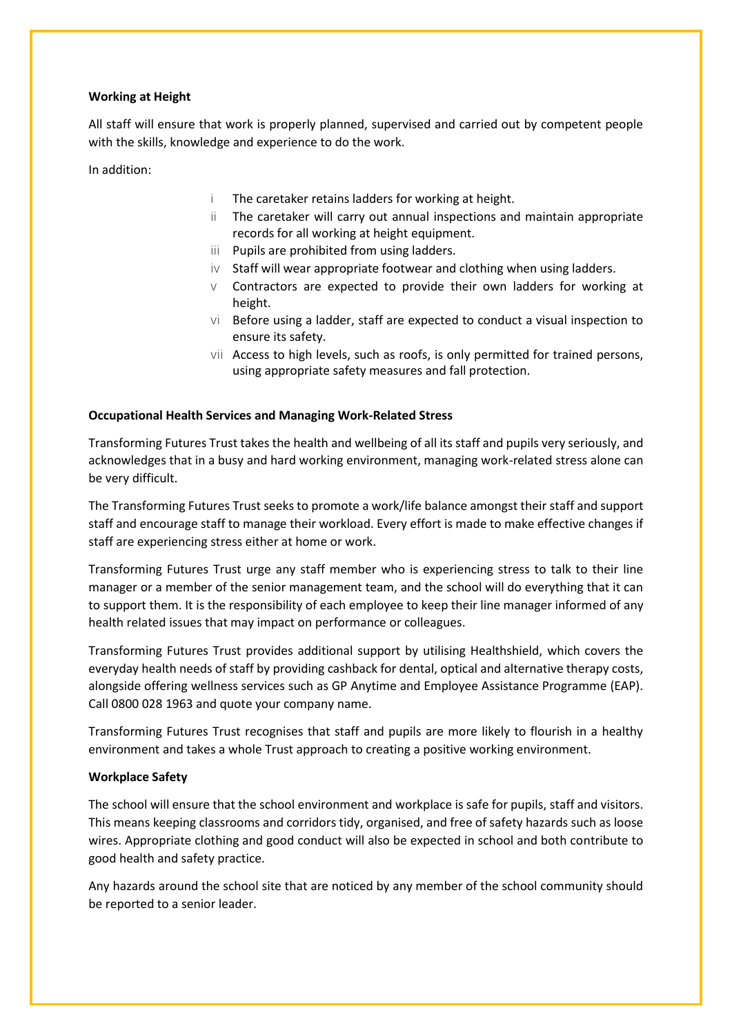**Working at Height**

All staff will ensure that work is properly planned, supervised and carried out by competent people with the skills, knowledge and experience to do the work.

In addition:

i. The caretaker retains ladders for working at height.
ii. The caretaker will carry out annual inspections and maintain appropriate records for all working at height equipment.
iii. Pupils are prohibited from using ladders.
iv. Staff will wear appropriate footwear and clothing when using ladders.
v. Contractors are expected to provide their own ladders for working at height.
vi. Before using a ladder, staff are expected to conduct a visual inspection to ensure its safety.
vii. Access to high levels, such as roofs, is only permitted for trained persons, using appropriate safety measures and fall protection.

**Occupational Health Services and Managing Work-Related Stress**

Transforming Futures Trust takes the health and wellbeing of all its staff and pupils very seriously, and acknowledges that in a busy and hard working environment, managing work-related stress alone can be very difficult.

The Transforming Futures Trust seeks to promote a work/life balance amongst their staff and support staff and encourage staff to manage their workload. Every effort is made to make effective changes if staff are experiencing stress either at home or work.

Transforming Futures Trust urge any staff member who is experiencing stress to talk to their line manager or a member of the senior management team, and the school will do everything that it can to support them. It is the responsibility of each employee to keep their line manager informed of any health related issues that may impact on performance or colleagues.

Transforming Futures Trust provides additional support by utilising Healthshield, which covers the everyday health needs of staff by providing cashback for dental, optical and alternative therapy costs, alongside offering wellness services such as GP Anytime and Employee Assistance Programme (EAP). Call 0800 028 1963 and quote your company name.

Transforming Futures Trust recognises that staff and pupils are more likely to flourish in a healthy environment and takes a whole Trust approach to creating a positive working environment.

**Workplace Safety**

The school will ensure that the school environment and workplace is safe for pupils, staff and visitors. This means keeping classrooms and corridors tidy, organised, and free of safety hazards such as loose wires. Appropriate clothing and good conduct will also be expected in school and both contribute to good health and safety practice.

Any hazards around the school site that are noticed by any member of the school community should be reported to a senior leader.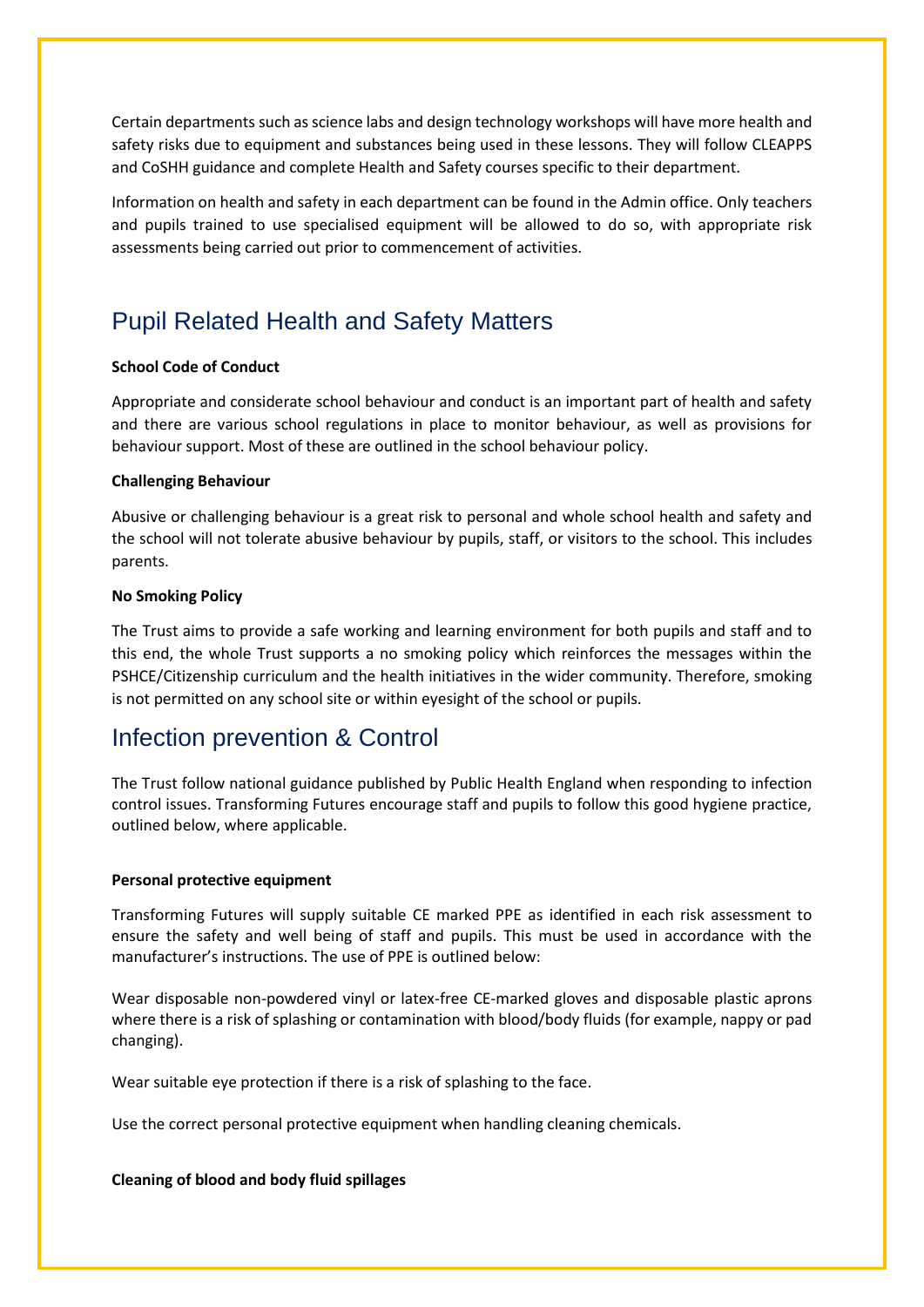Certain departments such as science labs and design technology workshops will have more health and safety risks due to equipment and substances being used in these lessons. They will follow CLEAPPS and CoSHH guidance and complete Health and Safety courses specific to their department.

Information on health and safety in each department can be found in the Admin office. Only teachers and pupils trained to use specialised equipment will be allowed to do so, with appropriate risk assessments being carried out prior to commencement of activities.

## Pupil Related Health and Safety Matters

**School Code of Conduct**

Appropriate and considerate school behaviour and conduct is an important part of health and safety and there are various school regulations in place to monitor behaviour, as well as provisions for behaviour support. Most of these are outlined in the school behaviour policy.

**Challenging Behaviour**

Abusive or challenging behaviour is a great risk to personal and whole school health and safety and the school will not tolerate abusive behaviour by pupils, staff, or visitors to the school. This includes parents.

**No Smoking Policy**

The Trust aims to provide a safe working and learning environment for both pupils and staff and to this end, the whole Trust supports a no smoking policy which reinforces the messages within the PSHCE/Citizenship curriculum and the health initiatives in the wider community. Therefore, smoking is not permitted on any school site or within eyesight of the school or pupils.

## Infection prevention & Control

The Trust follow national guidance published by Public Health England when responding to infection control issues. Transforming Futures encourage staff and pupils to follow this good hygiene practice, outlined below, where applicable.

**Personal protective equipment**

Transforming Futures will supply suitable CE marked PPE as identified in each risk assessment to ensure the safety and well being of staff and pupils. This must be used in accordance with the manufacturer's instructions. The use of PPE is outlined below:

Wear disposable non-powdered vinyl or latex-free CE-marked gloves and disposable plastic aprons where there is a risk of splashing or contamination with blood/body fluids (for example, nappy or pad changing).

Wear suitable eye protection if there is a risk of splashing to the face.

Use the correct personal protective equipment when handling cleaning chemicals.

**Cleaning of blood and body fluid spillages**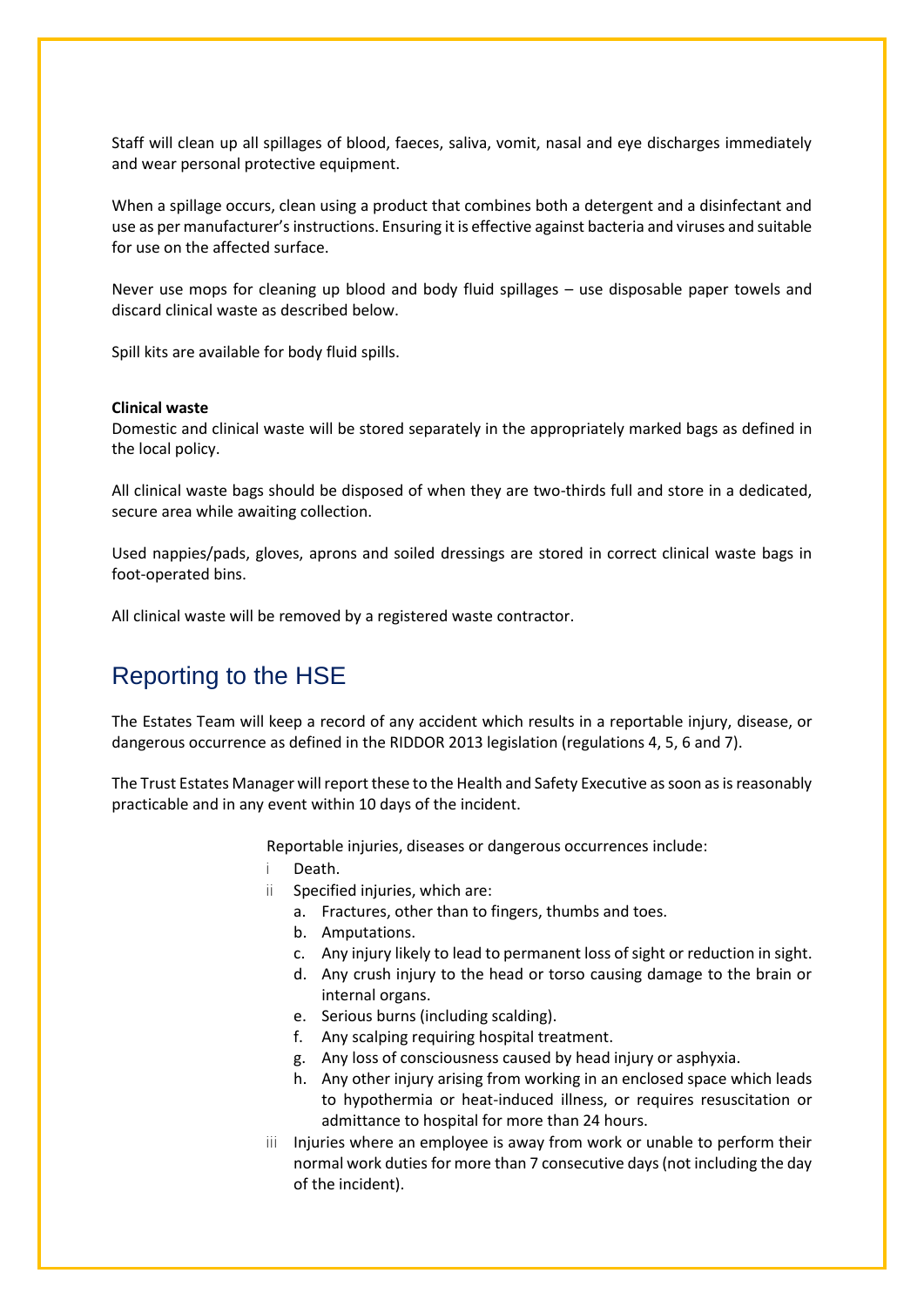Staff will clean up all spillages of blood, faeces, saliva, vomit, nasal and eye discharges immediately and wear personal protective equipment.

When a spillage occurs, clean using a product that combines both a detergent and a disinfectant and use as per manufacturer's instructions. Ensuring it is effective against bacteria and viruses and suitable for use on the affected surface.

Never use mops for cleaning up blood and body fluid spillages – use disposable paper towels and discard clinical waste as described below.

Spill kits are available for body fluid spills.

**Clinical waste**

Domestic and clinical waste will be stored separately in the appropriately marked bags as defined in the local policy.

All clinical waste bags should be disposed of when they are two-thirds full and store in a dedicated, secure area while awaiting collection.

Used nappies/pads, gloves, aprons and soiled dressings are stored in correct clinical waste bags in foot-operated bins.

All clinical waste will be removed by a registered waste contractor.

## Reporting to the HSE

The Estates Team will keep a record of any accident which results in a reportable injury, disease, or dangerous occurrence as defined in the RIDDOR 2013 legislation (regulations 4, 5, 6 and 7).

The Trust Estates Manager will report these to the Health and Safety Executive as soon as is reasonably practicable and in any event within 10 days of the incident.

Reportable injuries, diseases or dangerous occurrences include:

i. Death.
ii. Specified injuries, which are:
    a. Fractures, other than to fingers, thumbs and toes.
    b. Amputations.
    c. Any injury likely to lead to permanent loss of sight or reduction in sight.
    d. Any crush injury to the head or torso causing damage to the brain or internal organs.
    e. Serious burns (including scalding).
    f. Any scalping requiring hospital treatment.
    g. Any loss of consciousness caused by head injury or asphyxia.
    h. Any other injury arising from working in an enclosed space which leads to hypothermia or heat-induced illness, or requires resuscitation or admittance to hospital for more than 24 hours.
iii. Injuries where an employee is away from work or unable to perform their normal work duties for more than 7 consecutive days (not including the day of the incident).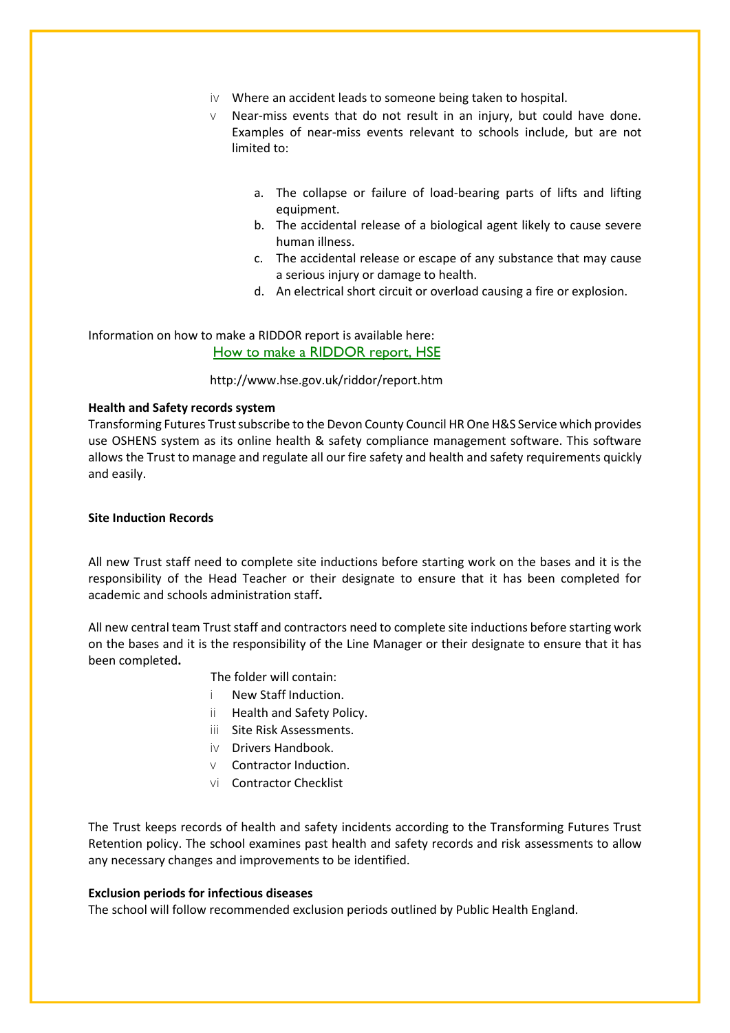iv Where an accident leads to someone being taken to hospital.

v Near-miss events that do not result in an injury, but could have done. Examples of near-miss events relevant to schools include, but are not limited to:

   a. The collapse or failure of load-bearing parts of lifts and lifting equipment.
   b. The accidental release of a biological agent likely to cause severe human illness.
   c. The accidental release or escape of any substance that may cause a serious injury or damage to health.
   d. An electrical short circuit or overload causing a fire or explosion.

Information on how to make a RIDDOR report is available here:
How to make a RIDDOR report, HSE

http://www.hse.gov.uk/riddor/report.htm

**Health and Safety records system**

Transforming Futures Trust subscribe to the Devon County Council HR One H&S Service which provides use OSHENS system as its online health & safety compliance management software. This software allows the Trust to manage and regulate all our fire safety and health and safety requirements quickly and easily.

**Site Induction Records**

All new Trust staff need to complete site inductions before starting work on the bases and it is the responsibility of the Head Teacher or their designate to ensure that it has been completed for academic and schools administration staff**.**

All new central team Trust staff and contractors need to complete site inductions before starting work on the bases and it is the responsibility of the Line Manager or their designate to ensure that it has been completed**.**

The folder will contain:

i New Staff Induction.
ii Health and Safety Policy.
iii Site Risk Assessments.
iv Drivers Handbook.
v Contractor Induction.
vi Contractor Checklist

The Trust keeps records of health and safety incidents according to the Transforming Futures Trust Retention policy. The school examines past health and safety records and risk assessments to allow any necessary changes and improvements to be identified.

**Exclusion periods for infectious diseases**

The school will follow recommended exclusion periods outlined by Public Health England.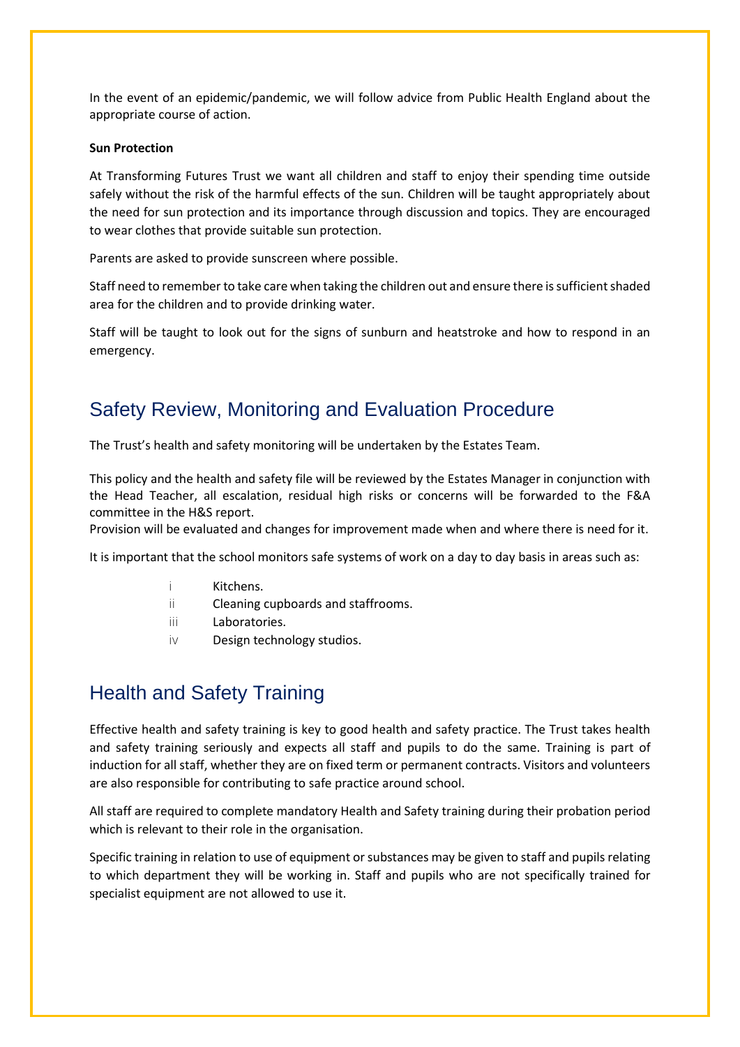In the event of an epidemic/pandemic, we will follow advice from Public Health England about the appropriate course of action.

**Sun Protection**

At Transforming Futures Trust we want all children and staff to enjoy their spending time outside safely without the risk of the harmful effects of the sun. Children will be taught appropriately about the need for sun protection and its importance through discussion and topics. They are encouraged to wear clothes that provide suitable sun protection.

Parents are asked to provide sunscreen where possible.

Staff need to remember to take care when taking the children out and ensure there is sufficient shaded area for the children and to provide drinking water.

Staff will be taught to look out for the signs of sunburn and heatstroke and how to respond in an emergency.

## Safety Review, Monitoring and Evaluation Procedure

The Trust's health and safety monitoring will be undertaken by the Estates Team.

This policy and the health and safety file will be reviewed by the Estates Manager in conjunction with the Head Teacher, all escalation, residual high risks or concerns will be forwarded to the F&A committee in the H&S report.
Provision will be evaluated and changes for improvement made when and where there is need for it.

It is important that the school monitors safe systems of work on a day to day basis in areas such as:

- i Kitchens.
- ii Cleaning cupboards and staffrooms.
- iii Laboratories.
- iv Design technology studios.

## Health and Safety Training

Effective health and safety training is key to good health and safety practice. The Trust takes health and safety training seriously and expects all staff and pupils to do the same. Training is part of induction for all staff, whether they are on fixed term or permanent contracts. Visitors and volunteers are also responsible for contributing to safe practice around school.

All staff are required to complete mandatory Health and Safety training during their probation period which is relevant to their role in the organisation.

Specific training in relation to use of equipment or substances may be given to staff and pupils relating to which department they will be working in. Staff and pupils who are not specifically trained for specialist equipment are not allowed to use it.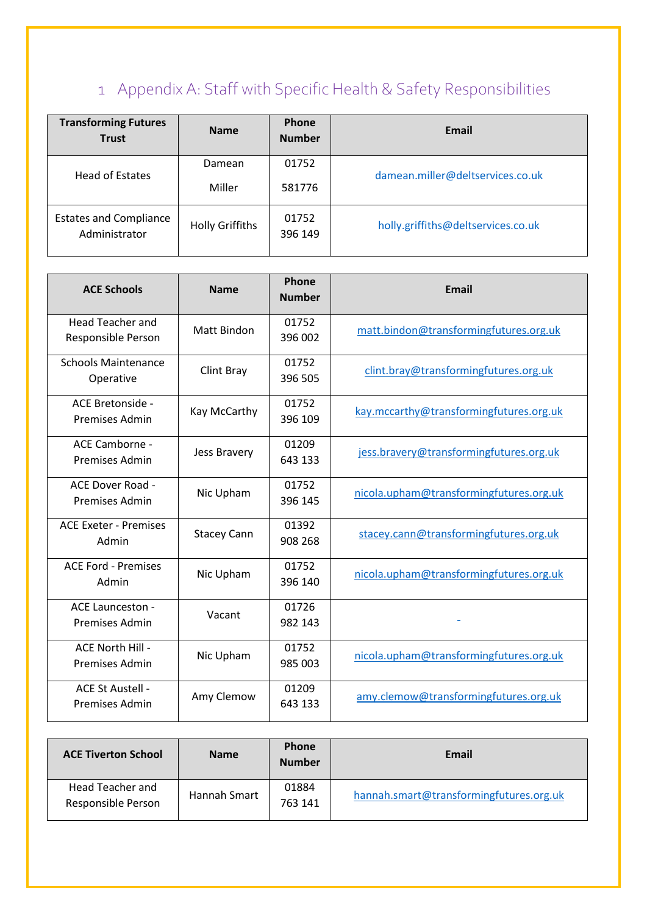# 1 Appendix A: Staff with Specific Health & Safety Responsibilities

| Transforming Futures Trust | Name | Phone Number | Email |
|---|---|---|---|
| Head of Estates | Damean Miller | 01752 581776 | damean.miller@deltservices.co.uk |
| Estates and Compliance Administrator | Holly Griffiths | 01752 396 149 | holly.griffiths@deltservices.co.uk |

| ACE Schools | Name | Phone Number | Email |
|---|---|---|---|
| Head Teacher and Responsible Person | Matt Bindon | 01752 396 002 | matt.bindon@transformingfutures.org.uk |
| Schools Maintenance Operative | Clint Bray | 01752 396 505 | clint.bray@transformingfutures.org.uk |
| ACE Bretonside - Premises Admin | Kay McCarthy | 01752 396 109 | kay.mccarthy@transformingfutures.org.uk |
| ACE Camborne - Premises Admin | Jess Bravery | 01209 643 133 | jess.bravery@transformingfutures.org.uk |
| ACE Dover Road - Premises Admin | Nic Upham | 01752 396 145 | nicola.upham@transformingfutures.org.uk |
| ACE Exeter - Premises Admin | Stacey Cann | 01392 908 268 | stacey.cann@transformingfutures.org.uk |
| ACE Ford - Premises Admin | Nic Upham | 01752 396 140 | nicola.upham@transformingfutures.org.uk |
| ACE Launceston - Premises Admin | Vacant | 01726 982 143 | - |
| ACE North Hill - Premises Admin | Nic Upham | 01752 985 003 | nicola.upham@transformingfutures.org.uk |
| ACE St Austell - Premises Admin | Amy Clemow | 01209 643 133 | amy.clemow@transformingfutures.org.uk |

| ACE Tiverton School | Name | Phone Number | Email |
|---|---|---|---|
| Head Teacher and Responsible Person | Hannah Smart | 01884 763 141 | hannah.smart@transformingfutures.org.uk |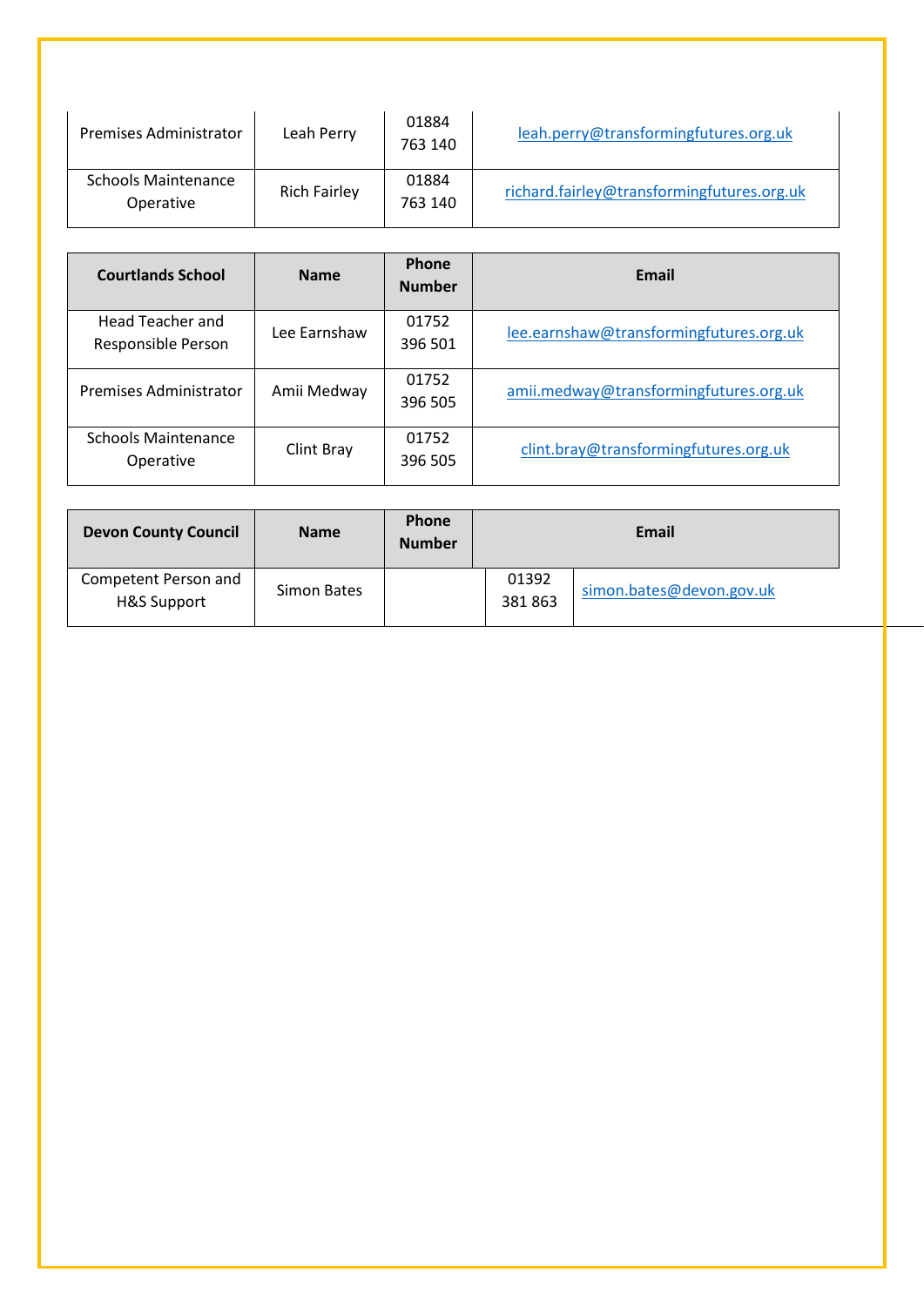| | | | |
|---|---|---|---|
| Premises Administrator | Leah Perry | 01884 763 140 | leah.perry@transformingfutures.org.uk |
| Schools Maintenance Operative | Rich Fairley | 01884 763 140 | richard.fairley@transformingfutures.org.uk |

| Courtlands School | Name | Phone Number | Email |
|---|---|---|---|
| Head Teacher and Responsible Person | Lee Earnshaw | 01752 396 501 | lee.earnshaw@transformingfutures.org.uk |
| Premises Administrator | Amii Medway | 01752 396 505 | amii.medway@transformingfutures.org.uk |
| Schools Maintenance Operative | Clint Bray | 01752 396 505 | clint.bray@transformingfutures.org.uk |

| Devon County Council | Name | Phone Number | Email |
|---|---|---|---|
| Competent Person and H&S Support | Simon Bates | 01392 381 863 | simon.bates@devon.gov.uk |